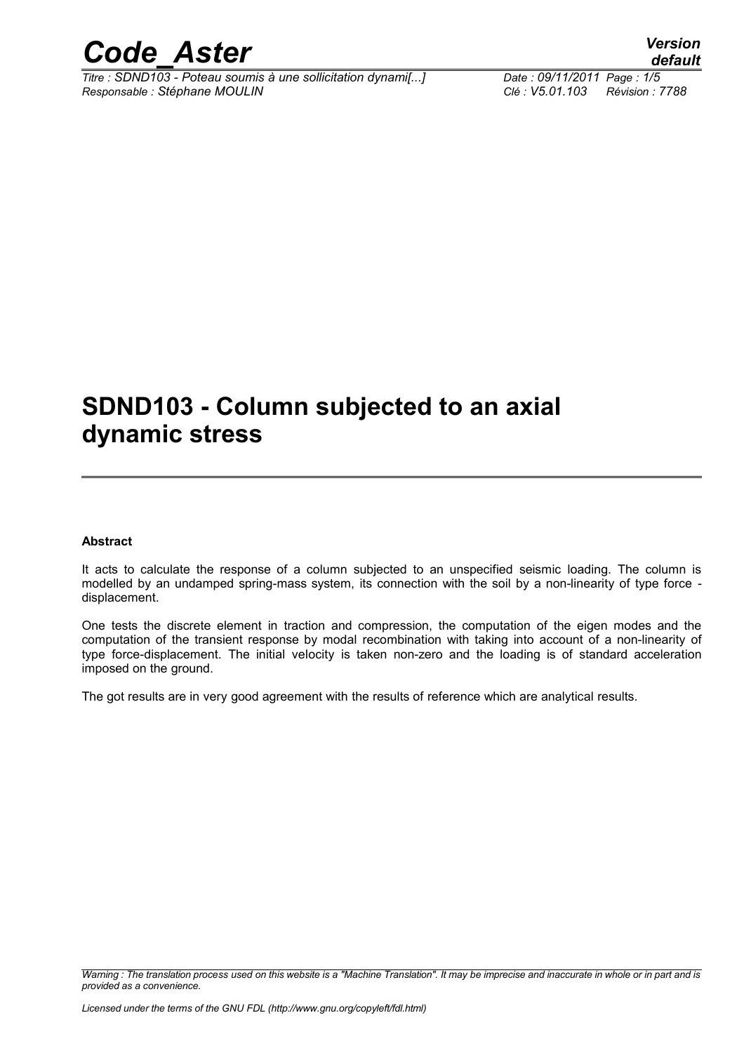# SDND103 - Column subjected to an axial dynamic stress

**Abstract**

It acts to calculate the response of a column subjected to an unspecified seismic loading. The column is modelled by an undamped spring-mass system, its connection with the soil by a non-linearity of type force - displacement.

One tests the discrete element in traction and compression, the computation of the eigen modes and the computation of the transient response by modal recombination with taking into account of a non-linearity of type force-displacement. The initial velocity is taken non-zero and the loading is of standard acceleration imposed on the ground.

The got results are in very good agreement with the results of reference which are analytical results.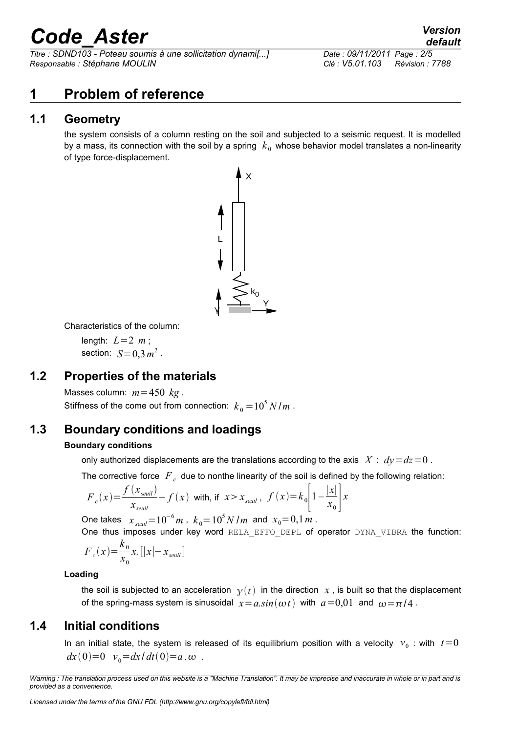# 1 Problem of reference

## 1.1 Geometry

the system consists of a column resting on the soil and subjected to a seismic request. It is modelled by a mass, its connection with the soil by a spring $k_0$ whose behavior model translates a non-linearity of type force-displacement.

Characteristics of the column:

length: $L=2\ m$ ;
section: $S=0,3\,m^2$ .

## 1.2 Properties of the materials

Masses column: $m=450\ kg$ .
Stiffness of the come out from connection: $k_0=10^5\,N/m$ .

## 1.3 Boundary conditions and loadings

**Boundary conditions**

only authorized displacements are the translations according to the axis $X$ : $dy=dz=0$ .

The corrective force $F_c$ due to nonthe linearity of the soil is defined by the following relation:

$$F_c(x)=\frac{f(x_{seuil})}{x_{seuil}}-f(x) \text{ with, if } x>x_{seuil}\text{ , } f(x)=k_0\left[1-\frac{|x|}{x_0}\right]x$$

One takes $x_{seuil}=10^{-6}\,m$ , $k_0=10^5\,N/m$ and $x_0=0,1\,m$ .

One thus imposes under key word RELA_EFFO_DEPL of operator DYNA_VIBRA the function:

$$F_c(x)=\frac{k_0}{x_0}x.[|x|-x_{seuil}]$$

**Loading**

the soil is subjected to an acceleration $\gamma(t)$ in the direction $x$ , is built so that the displacement of the spring-mass system is sinusoidal $x=a.\sin(\omega t)$ with $a=0,01$ and $\omega=\pi/4$ .

## 1.4 Initial conditions

In an initial state, the system is released of its equilibrium position with a velocity $v_0$ : with $t=0$ $dx(0)=0$ $v_0=dx/dt(0)=a.\omega$ .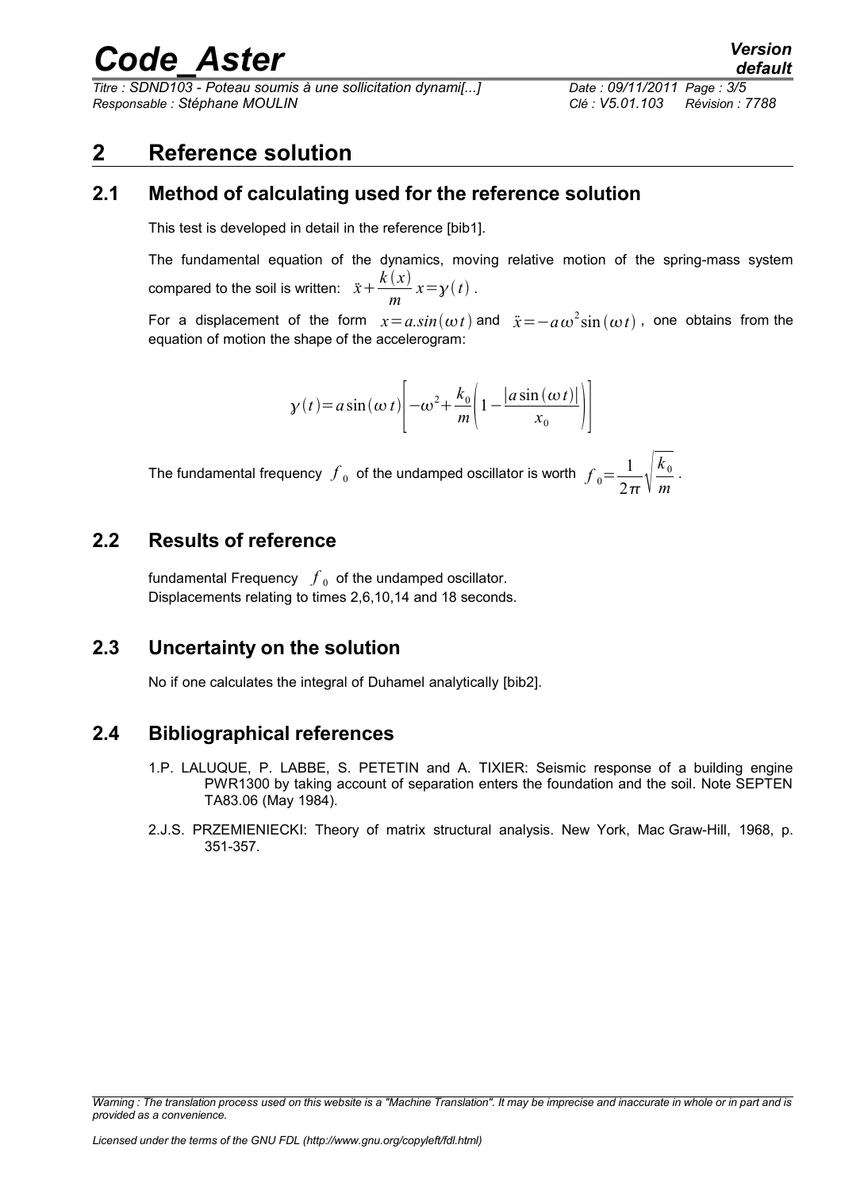# 2 Reference solution

## 2.1 Method of calculating used for the reference solution

This test is developed in detail in the reference [bib1].

The fundamental equation of the dynamics, moving relative motion of the spring-mass system compared to the soil is written: $\ddot{x}+\frac{k(x)}{m}x=\gamma(t)$.

For a displacement of the form $x=a.sin(\omega t)$ and $\ddot{x}=-a\omega^2\sin(\omega t)$, one obtains from the equation of motion the shape of the accelerogram:

$$\gamma(t)=a\sin(\omega t)\left[-\omega^2+\frac{k_0}{m}\left(1-\frac{|a\sin(\omega t)|}{x_0}\right)\right]$$

The fundamental frequency $f_0$ of the undamped oscillator is worth $f_0=\frac{1}{2\pi}\sqrt{\frac{k_0}{m}}$.

## 2.2 Results of reference

fundamental Frequency $f_0$ of the undamped oscillator.
Displacements relating to times 2,6,10,14 and 18 seconds.

## 2.3 Uncertainty on the solution

No if one calculates the integral of Duhamel analytically [bib2].

## 2.4 Bibliographical references

1. P. LALUQUE, P. LABBE, S. PETETIN and A. TIXIER: Seismic response of a building engine PWR1300 by taking account of separation enters the foundation and the soil. Note SEPTEN TA83.06 (May 1984).
2. J.S. PRZEMIENIECKI: Theory of matrix structural analysis. New York, Mac Graw-Hill, 1968, p. 351-357.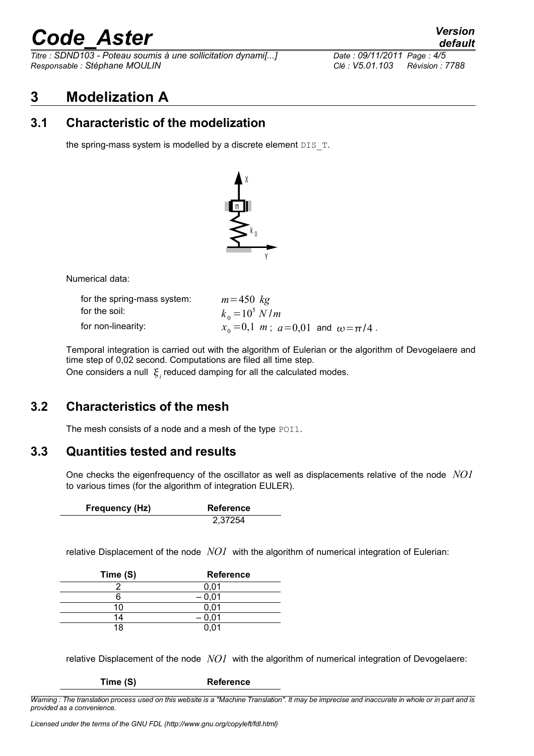## 3 Modelization A

### 3.1 Characteristic of the modelization

the spring-mass system is modelled by a discrete element DIS_T.

Numerical data:

| | |
|---|---|
| for the spring-mass system: | $m=450\ kg$ |
| for the soil: | $k_0=10^5\ N/m$ |
| for non-linearity: | $x_0=0{,}1\ m$ ; $a=0{,}01$ and $\omega=\pi/4$ . |

Temporal integration is carried out with the algorithm of Eulerian or the algorithm of Devogelaere and time step of 0,02 second. Computations are filed all time step.

One considers a null $\xi_i$ reduced damping for all the calculated modes.

### 3.2 Characteristics of the mesh

The mesh consists of a node and a mesh of the type POI1.

### 3.3 Quantities tested and results

One checks the eigenfrequency of the oscillator as well as displacements relative of the node $NO1$ to various times (for the algorithm of integration EULER).

| Frequency (Hz) | Reference |
|---|---|
| | 2,37254 |

relative Displacement of the node $NO1$ with the algorithm of numerical integration of Eulerian:

| Time (S) | Reference |
|---|---|
| 2 | 0,01 |
| 6 | – 0,01 |
| 10 | 0,01 |
| 14 | – 0,01 |
| 18 | 0,01 |

relative Displacement of the node $NO1$ with the algorithm of numerical integration of Devogelaere:

| Time (S) | Reference |
|---|---|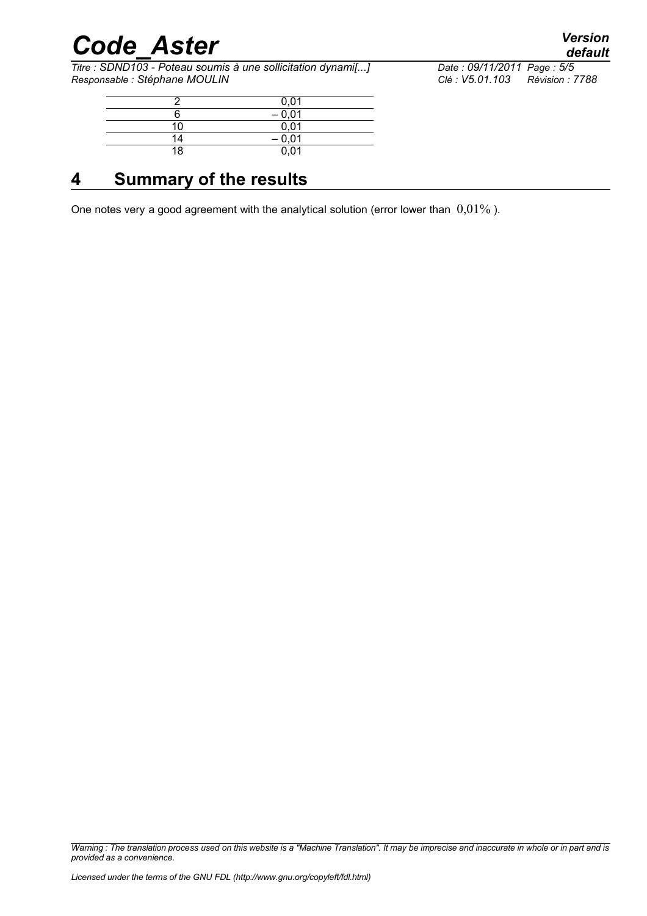| | |
|---|---|
| 2 | 0,01 |
| 6 | – 0,01 |
| 10 | 0,01 |
| 14 | – 0,01 |
| 18 | 0,01 |

# 4 Summary of the results

One notes very a good agreement with the analytical solution (error lower than $0{,}01\%$ ).